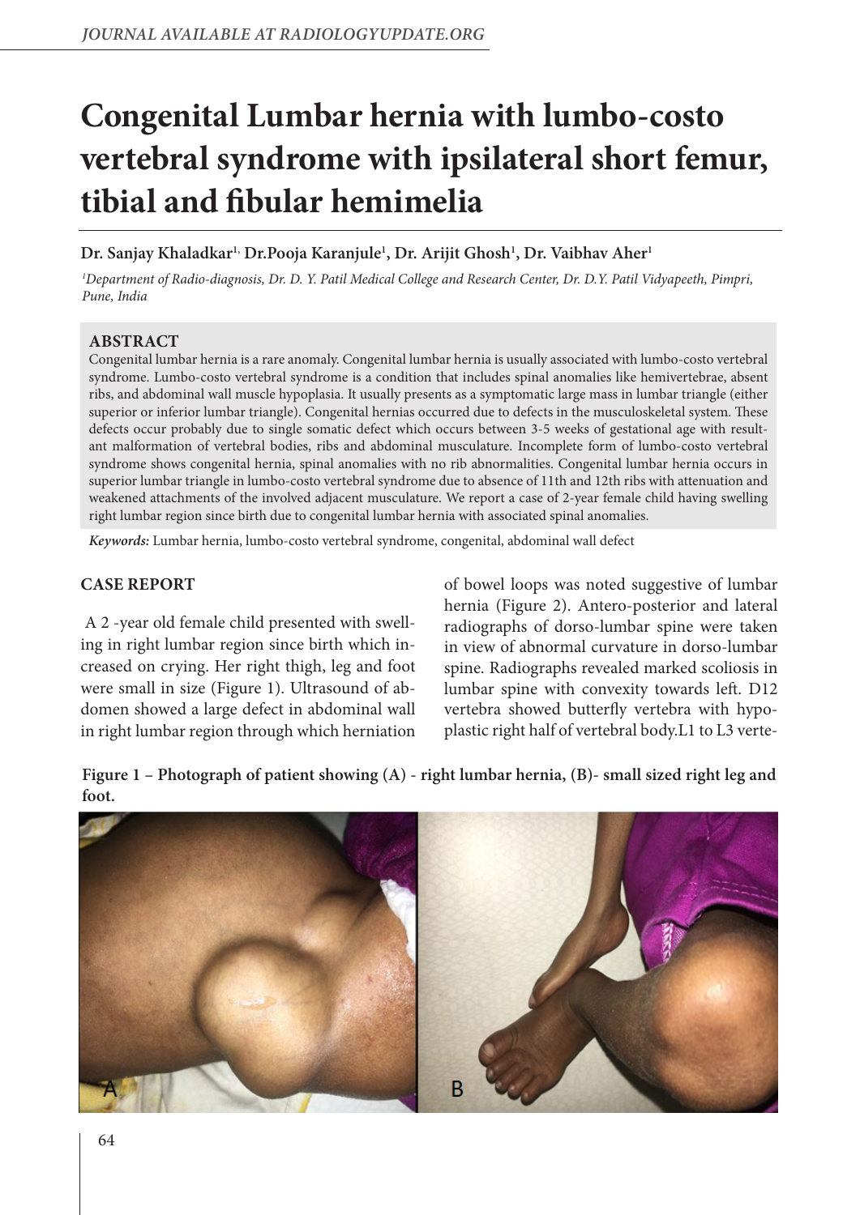# Congenital Lumbar hernia with lumbo-costo vertebral syndrome with ipsilateral short femur, tibial and fibular hemimelia

**Dr. Sanjay Khaladkar[1], Dr.Pooja Karanjule[1], Dr. Arijit Ghosh[1], Dr. Vaibhav Aher[1]**

*[1]Department of Radio-diagnosis, Dr. D. Y. Patil Medical College and Research Center, Dr. D.Y. Patil Vidyapeeth, Pimpri, Pune, India*

## ABSTRACT

Congenital lumbar hernia is a rare anomaly. Congenital lumbar hernia is usually associated with lumbo-costo vertebral syndrome. Lumbo-costo vertebral syndrome is a condition that includes spinal anomalies like hemivertebrae, absent ribs, and abdominal wall muscle hypoplasia. It usually presents as a symptomatic large mass in lumbar triangle (either superior or inferior lumbar triangle). Congenital hernias occurred due to defects in the musculoskeletal system. These defects occur probably due to single somatic defect which occurs between 3-5 weeks of gestational age with resultant malformation of vertebral bodies, ribs and abdominal musculature. Incomplete form of lumbo-costo vertebral syndrome shows congenital hernia, spinal anomalies with no rib abnormalities. Congenital lumbar hernia occurs in superior lumbar triangle in lumbo-costo vertebral syndrome due to absence of 11th and 12th ribs with attenuation and weakened attachments of the involved adjacent musculature. We report a case of 2-year female child having swelling right lumbar region since birth due to congenital lumbar hernia with associated spinal anomalies.

***Keywords:*** Lumbar hernia, lumbo-costo vertebral syndrome, congenital, abdominal wall defect

## CASE REPORT

A 2 -year old female child presented with swelling in right lumbar region since birth which increased on crying. Her right thigh, leg and foot were small in size (Figure 1). Ultrasound of abdomen showed a large defect in abdominal wall in right lumbar region through which herniation of bowel loops was noted suggestive of lumbar hernia (Figure 2). Antero-posterior and lateral radiographs of dorso-lumbar spine were taken in view of abnormal curvature in dorso-lumbar spine. Radiographs revealed marked scoliosis in lumbar spine with convexity towards left. D12 vertebra showed butterfly vertebra with hypoplastic right half of vertebral body.L1 to L3 verte-

**Figure 1 – Photograph of patient showing (A) - right lumbar hernia, (B)- small sized right leg and foot.**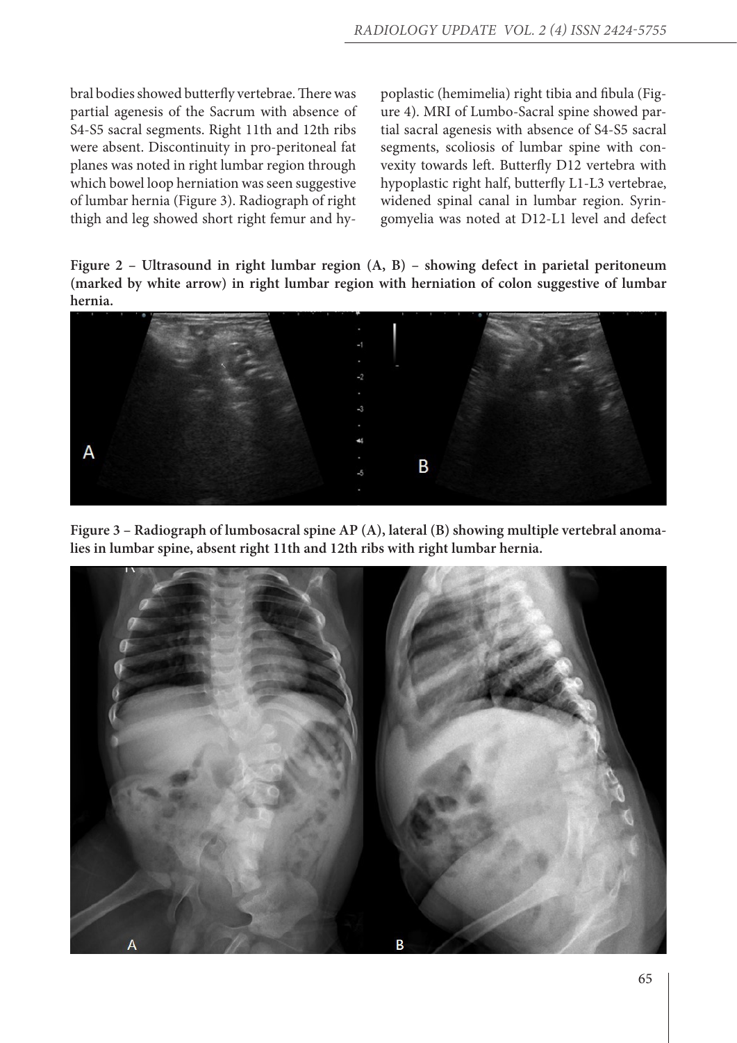bral bodies showed butterfly vertebrae. There was partial agenesis of the Sacrum with absence of S4-S5 sacral segments. Right 11th and 12th ribs were absent. Discontinuity in pro-peritoneal fat planes was noted in right lumbar region through which bowel loop herniation was seen suggestive of lumbar hernia (Figure 3). Radiograph of right thigh and leg showed short right femur and hypoplastic (hemimelia) right tibia and fibula (Figure 4). MRI of Lumbo-Sacral spine showed partial sacral agenesis with absence of S4-S5 sacral segments, scoliosis of lumbar spine with convexity towards left. Butterfly D12 vertebra with hypoplastic right half, butterfly L1-L3 vertebrae, widened spinal canal in lumbar region. Syringomyelia was noted at D12-L1 level and defect

**Figure 2 – Ultrasound in right lumbar region (A, B) – showing defect in parietal peritoneum (marked by white arrow) in right lumbar region with herniation of colon suggestive of lumbar hernia.**

**Figure 3 – Radiograph of lumbosacral spine AP (A), lateral (B) showing multiple vertebral anomalies in lumbar spine, absent right 11th and 12th ribs with right lumbar hernia.**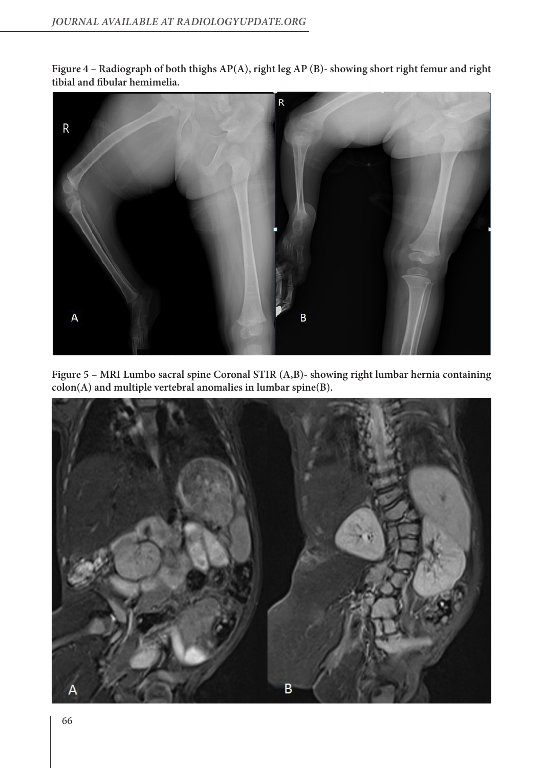**Figure 4 – Radiograph of both thighs AP(A), right leg AP (B)- showing short right femur and right tibial and fibular hemimelia.**

**Figure 5 – MRI Lumbo sacral spine Coronal STIR (A,B)- showing right lumbar hernia containing colon(A) and multiple vertebral anomalies in lumbar spine(B).**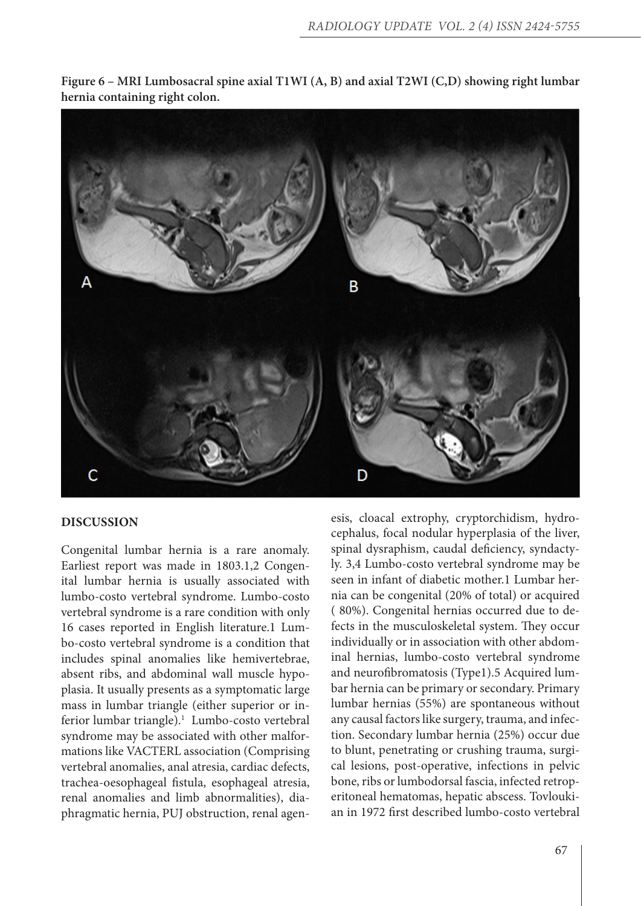**Figure 6 – MRI Lumbosacral spine axial T1WI (A, B) and axial T2WI (C,D) showing right lumbar hernia containing right colon.**

## DISCUSSION

Congenital lumbar hernia is a rare anomaly. Earliest report was made in 1803.1,2 Congenital lumbar hernia is usually associated with lumbo-costo vertebral syndrome. Lumbo-costo vertebral syndrome is a rare condition with only 16 cases reported in English literature.1 Lumbo-costo vertebral syndrome is a condition that includes spinal anomalies like hemivertebrae, absent ribs, and abdominal wall muscle hypoplasia. It usually presents as a symptomatic large mass in lumbar triangle (either superior or inferior lumbar triangle).[1] Lumbo-costo vertebral syndrome may be associated with other malformations like VACTERL association (Comprising vertebral anomalies, anal atresia, cardiac defects, trachea-oesophageal fistula, esophageal atresia, renal anomalies and limb abnormalities), diaphragmatic hernia, PUJ obstruction, renal agenesis, cloacal extrophy, cryptorchidism, hydrocephalus, focal nodular hyperplasia of the liver, spinal dysraphism, caudal deficiency, syndactyly. 3,4 Lumbo-costo vertebral syndrome may be seen in infant of diabetic mother.1 Lumbar hernia can be congenital (20% of total) or acquired ( 80%). Congenital hernias occurred due to defects in the musculoskeletal system. They occur individually or in association with other abdominal hernias, lumbo-costo vertebral syndrome and neurofibromatosis (Type1).5 Acquired lumbar hernia can be primary or secondary. Primary lumbar hernias (55%) are spontaneous without any causal factors like surgery, trauma, and infection. Secondary lumbar hernia (25%) occur due to blunt, penetrating or crushing trauma, surgical lesions, post-operative, infections in pelvic bone, ribs or lumbodorsal fascia, infected retroperitoneal hematomas, hepatic abscess. Tovloukian in 1972 first described lumbo-costo vertebral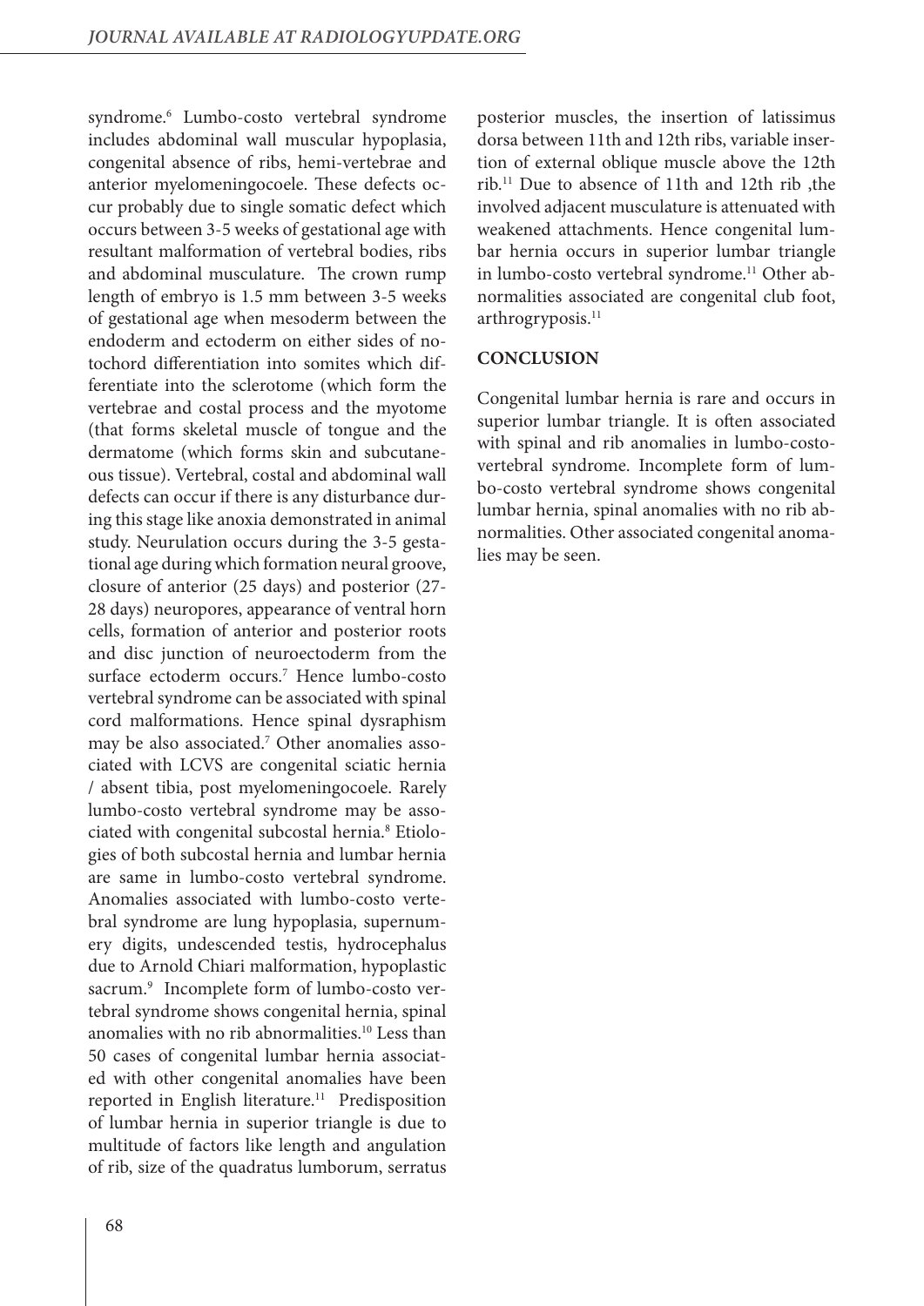syndrome.[6] Lumbo-costo vertebral syndrome includes abdominal wall muscular hypoplasia, congenital absence of ribs, hemi-vertebrae and anterior myelomeningocoele. These defects occur probably due to single somatic defect which occurs between 3-5 weeks of gestational age with resultant malformation of vertebral bodies, ribs and abdominal musculature. The crown rump length of embryo is 1.5 mm between 3-5 weeks of gestational age when mesoderm between the endoderm and ectoderm on either sides of notochord differentiation into somites which differentiate into the sclerotome (which form the vertebrae and costal process and the myotome (that forms skeletal muscle of tongue and the dermatome (which forms skin and subcutaneous tissue). Vertebral, costal and abdominal wall defects can occur if there is any disturbance during this stage like anoxia demonstrated in animal study. Neurulation occurs during the 3-5 gestational age during which formation neural groove, closure of anterior (25 days) and posterior (27-28 days) neuropores, appearance of ventral horn cells, formation of anterior and posterior roots and disc junction of neuroectoderm from the surface ectoderm occurs.[7] Hence lumbo-costo vertebral syndrome can be associated with spinal cord malformations. Hence spinal dysraphism may be also associated.[7] Other anomalies associated with LCVS are congenital sciatic hernia / absent tibia, post myelomeningocoele. Rarely lumbo-costo vertebral syndrome may be associated with congenital subcostal hernia.[8] Etiologies of both subcostal hernia and lumbar hernia are same in lumbo-costo vertebral syndrome. Anomalies associated with lumbo-costo vertebral syndrome are lung hypoplasia, supernumery digits, undescended testis, hydrocephalus due to Arnold Chiari malformation, hypoplastic sacrum.[9] Incomplete form of lumbo-costo vertebral syndrome shows congenital hernia, spinal anomalies with no rib abnormalities.[10] Less than 50 cases of congenital lumbar hernia associated with other congenital anomalies have been reported in English literature.[11] Predisposition of lumbar hernia in superior triangle is due to multitude of factors like length and angulation of rib, size of the quadratus lumborum, serratus posterior muscles, the insertion of latissimus dorsa between 11th and 12th ribs, variable insertion of external oblique muscle above the 12th rib.[11] Due to absence of 11th and 12th rib ,the involved adjacent musculature is attenuated with weakened attachments. Hence congenital lumbar hernia occurs in superior lumbar triangle in lumbo-costo vertebral syndrome.[11] Other abnormalities associated are congenital club foot, arthrogryposis.[11]

## CONCLUSION

Congenital lumbar hernia is rare and occurs in superior lumbar triangle. It is often associated with spinal and rib anomalies in lumbo-costo-vertebral syndrome. Incomplete form of lumbo-costo vertebral syndrome shows congenital lumbar hernia, spinal anomalies with no rib abnormalities. Other associated congenital anomalies may be seen.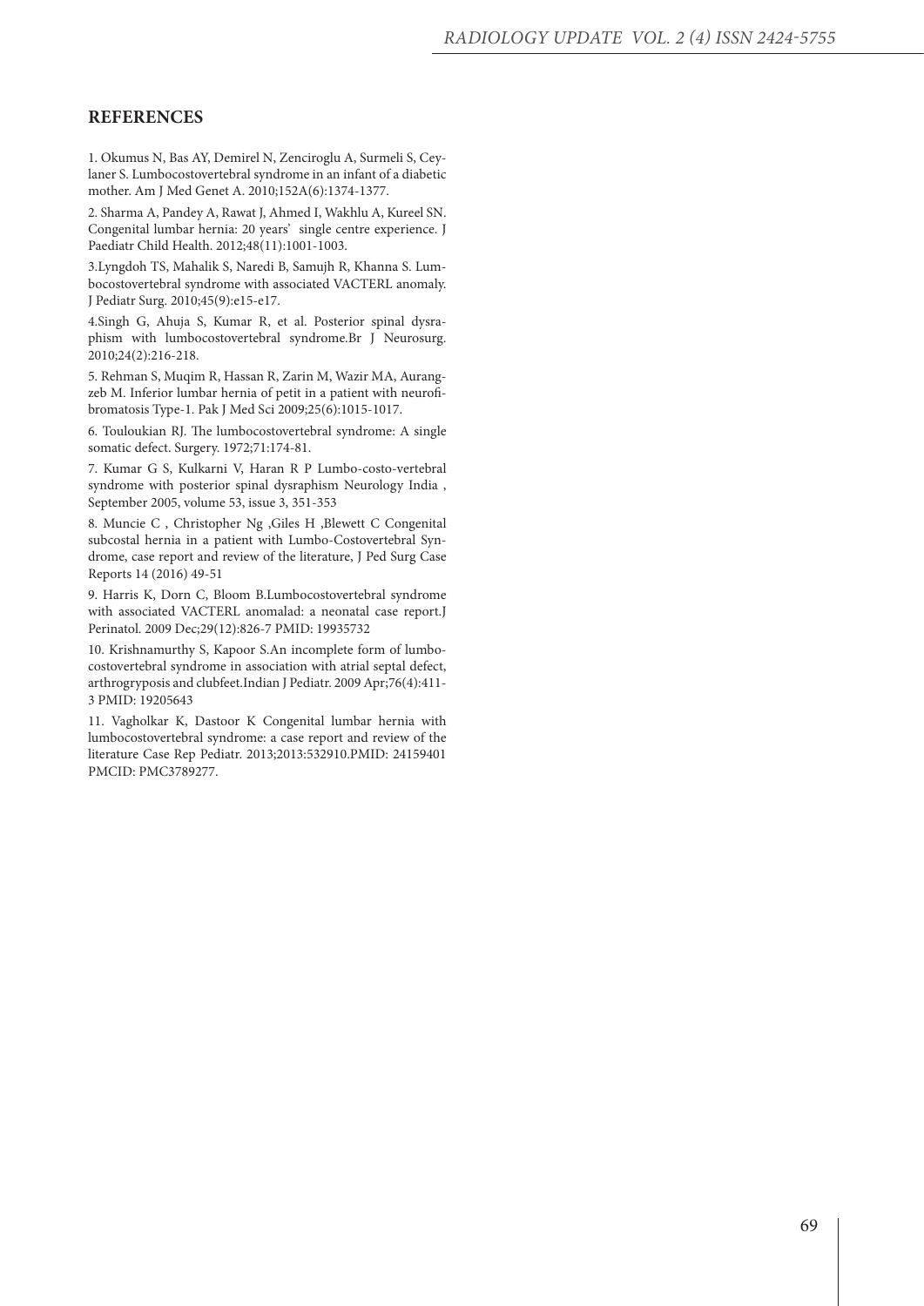## REFERENCES

1. Okumus N, Bas AY, Demirel N, Zenciroglu A, Surmeli S, Ceylaner S. Lumbocostovertebral syndrome in an infant of a diabetic mother. Am J Med Genet A. 2010;152A(6):1374-1377.

2. Sharma A, Pandey A, Rawat J, Ahmed I, Wakhlu A, Kureel SN. Congenital lumbar hernia: 20 years' single centre experience. J Paediatr Child Health. 2012;48(11):1001-1003.

3.Lyngdoh TS, Mahalik S, Naredi B, Samujh R, Khanna S. Lumbocostovertebral syndrome with associated VACTERL anomaly. J Pediatr Surg. 2010;45(9):e15-e17.

4.Singh G, Ahuja S, Kumar R, et al. Posterior spinal dysraphism with lumbocostovertebral syndrome.Br J Neurosurg. 2010;24(2):216-218.

5. Rehman S, Muqim R, Hassan R, Zarin M, Wazir MA, Aurangzeb M. Inferior lumbar hernia of petit in a patient with neurofibromatosis Type-1. Pak J Med Sci 2009;25(6):1015-1017.

6. Touloukian RJ. The lumbocostovertebral syndrome: A single somatic defect. Surgery. 1972;71:174-81.

7. Kumar G S, Kulkarni V, Haran R P Lumbo-costo-vertebral syndrome with posterior spinal dysraphism Neurology India , September 2005, volume 53, issue 3, 351-353

8. Muncie C , Christopher Ng ,Giles H ,Blewett C Congenital subcostal hernia in a patient with Lumbo-Costovertebral Syndrome, case report and review of the literature, J Ped Surg Case Reports 14 (2016) 49-51

9. Harris K, Dorn C, Bloom B.Lumbocostovertebral syndrome with associated VACTERL anomalad: a neonatal case report.J Perinatol. 2009 Dec;29(12):826-7 PMID: 19935732

10. Krishnamurthy S, Kapoor S.An incomplete form of lumbocostovertebral syndrome in association with atrial septal defect, arthrogryposis and clubfeet.Indian J Pediatr. 2009 Apr;76(4):411-3 PMID: 19205643

11. Vagholkar K, Dastoor K Congenital lumbar hernia with lumbocostovertebral syndrome: a case report and review of the literature Case Rep Pediatr. 2013;2013:532910.PMID: 24159401 PMCID: PMC3789277.